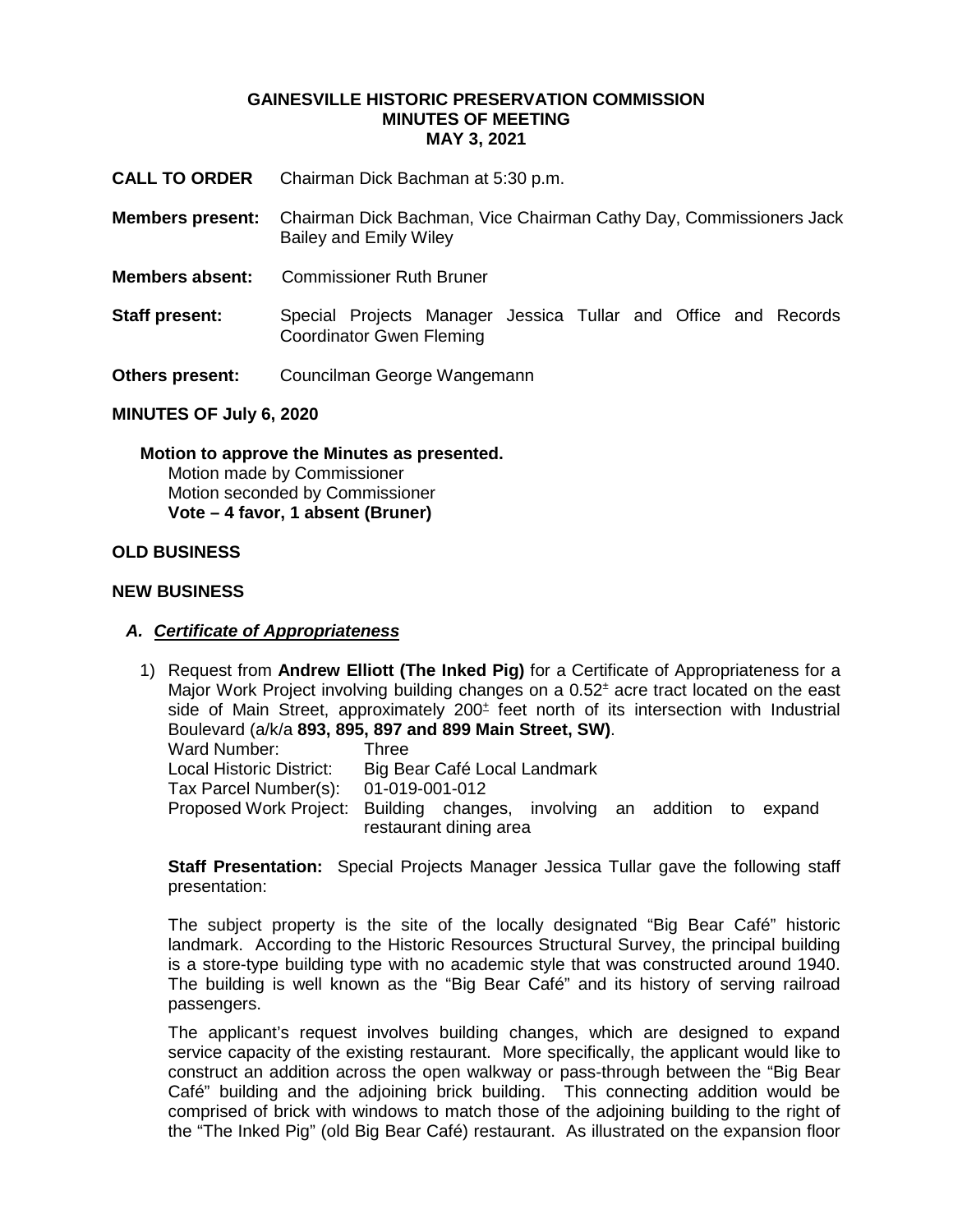**GAINESVILLE HISTORIC PRESERVATION COMMISSION**
**MINUTES OF MEETING**
**MAY 3, 2021**

**CALL TO ORDER** Chairman Dick Bachman at 5:30 p.m.

**Members present:** Chairman Dick Bachman, Vice Chairman Cathy Day, Commissioners Jack Bailey and Emily Wiley

**Members absent:** Commissioner Ruth Bruner

**Staff present:** Special Projects Manager Jessica Tullar and Office and Records Coordinator Gwen Fleming

**Others present:** Councilman George Wangemann

**MINUTES OF July 6, 2020**

**Motion to approve the Minutes as presented.**
Motion made by Commissioner
Motion seconded by Commissioner
**Vote – 4 favor, 1 absent (Bruner)**

**OLD BUSINESS**

**NEW BUSINESS**

***A. Certificate of Appropriateness***

1) Request from **Andrew Elliott (The Inked Pig)** for a Certificate of Appropriateness for a Major Work Project involving building changes on a 0.52± acre tract located on the east side of Main Street, approximately 200± feet north of its intersection with Industrial Boulevard (a/k/a **893, 895, 897 and 899 Main Street, SW)**.

Ward Number: Three
Local Historic District: Big Bear Café Local Landmark
Tax Parcel Number(s): 01-019-001-012
Proposed Work Project: Building changes, involving an addition to expand restaurant dining area

**Staff Presentation:** Special Projects Manager Jessica Tullar gave the following staff presentation:

The subject property is the site of the locally designated "Big Bear Café" historic landmark. According to the Historic Resources Structural Survey, the principal building is a store-type building type with no academic style that was constructed around 1940. The building is well known as the "Big Bear Café" and its history of serving railroad passengers.

The applicant's request involves building changes, which are designed to expand service capacity of the existing restaurant. More specifically, the applicant would like to construct an addition across the open walkway or pass-through between the "Big Bear Café" building and the adjoining brick building. This connecting addition would be comprised of brick with windows to match those of the adjoining building to the right of the "The Inked Pig" (old Big Bear Café) restaurant. As illustrated on the expansion floor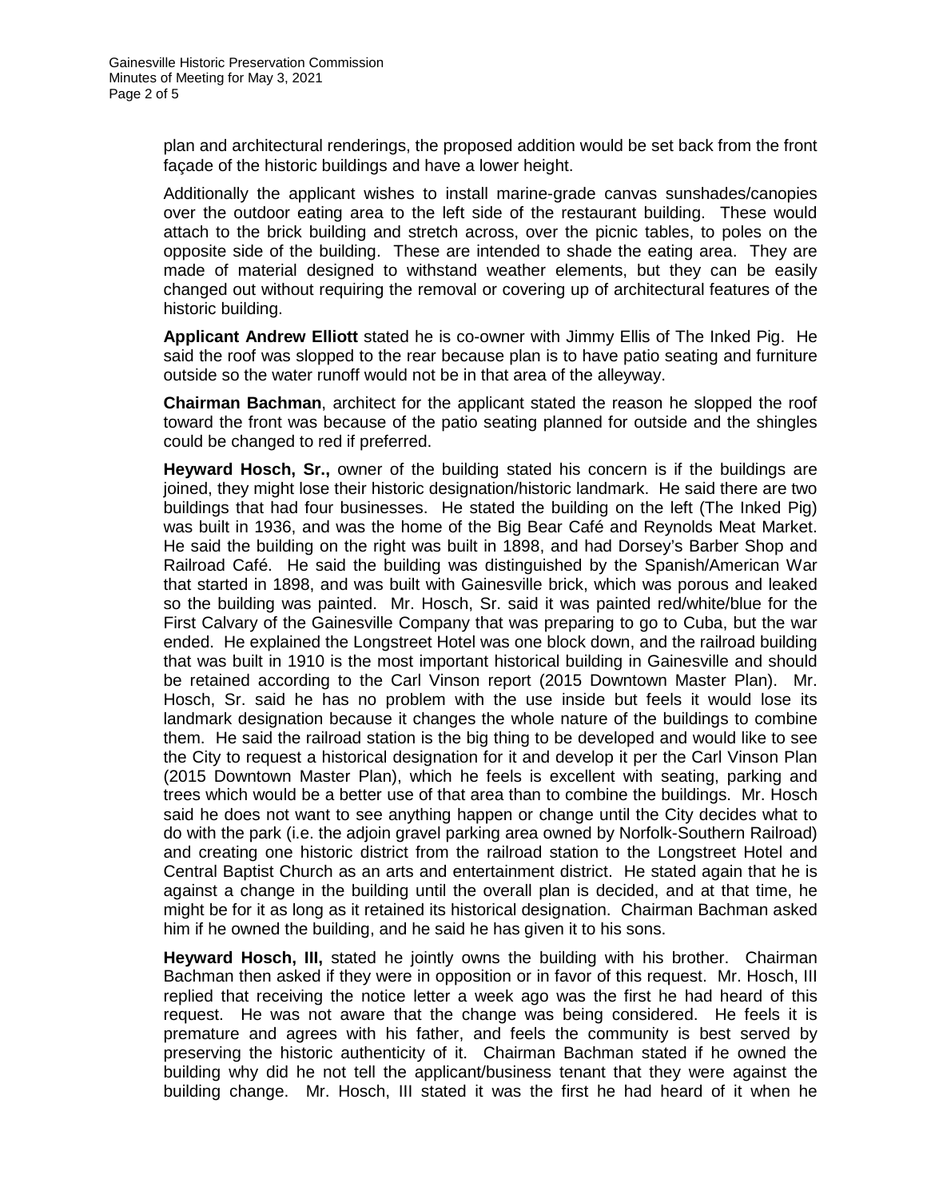plan and architectural renderings, the proposed addition would be set back from the front façade of the historic buildings and have a lower height.

Additionally the applicant wishes to install marine-grade canvas sunshades/canopies over the outdoor eating area to the left side of the restaurant building. These would attach to the brick building and stretch across, over the picnic tables, to poles on the opposite side of the building. These are intended to shade the eating area. They are made of material designed to withstand weather elements, but they can be easily changed out without requiring the removal or covering up of architectural features of the historic building.

**Applicant Andrew Elliott** stated he is co-owner with Jimmy Ellis of The Inked Pig. He said the roof was slopped to the rear because plan is to have patio seating and furniture outside so the water runoff would not be in that area of the alleyway.

**Chairman Bachman**, architect for the applicant stated the reason he slopped the roof toward the front was because of the patio seating planned for outside and the shingles could be changed to red if preferred.

**Heyward Hosch, Sr.,** owner of the building stated his concern is if the buildings are joined, they might lose their historic designation/historic landmark. He said there are two buildings that had four businesses. He stated the building on the left (The Inked Pig) was built in 1936, and was the home of the Big Bear Café and Reynolds Meat Market. He said the building on the right was built in 1898, and had Dorsey's Barber Shop and Railroad Café. He said the building was distinguished by the Spanish/American War that started in 1898, and was built with Gainesville brick, which was porous and leaked so the building was painted. Mr. Hosch, Sr. said it was painted red/white/blue for the First Calvary of the Gainesville Company that was preparing to go to Cuba, but the war ended. He explained the Longstreet Hotel was one block down, and the railroad building that was built in 1910 is the most important historical building in Gainesville and should be retained according to the Carl Vinson report (2015 Downtown Master Plan). Mr. Hosch, Sr. said he has no problem with the use inside but feels it would lose its landmark designation because it changes the whole nature of the buildings to combine them. He said the railroad station is the big thing to be developed and would like to see the City to request a historical designation for it and develop it per the Carl Vinson Plan (2015 Downtown Master Plan), which he feels is excellent with seating, parking and trees which would be a better use of that area than to combine the buildings. Mr. Hosch said he does not want to see anything happen or change until the City decides what to do with the park (i.e. the adjoin gravel parking area owned by Norfolk-Southern Railroad) and creating one historic district from the railroad station to the Longstreet Hotel and Central Baptist Church as an arts and entertainment district. He stated again that he is against a change in the building until the overall plan is decided, and at that time, he might be for it as long as it retained its historical designation. Chairman Bachman asked him if he owned the building, and he said he has given it to his sons.

**Heyward Hosch, III,** stated he jointly owns the building with his brother. Chairman Bachman then asked if they were in opposition or in favor of this request. Mr. Hosch, III replied that receiving the notice letter a week ago was the first he had heard of this request. He was not aware that the change was being considered. He feels it is premature and agrees with his father, and feels the community is best served by preserving the historic authenticity of it. Chairman Bachman stated if he owned the building why did he not tell the applicant/business tenant that they were against the building change. Mr. Hosch, III stated it was the first he had heard of it when he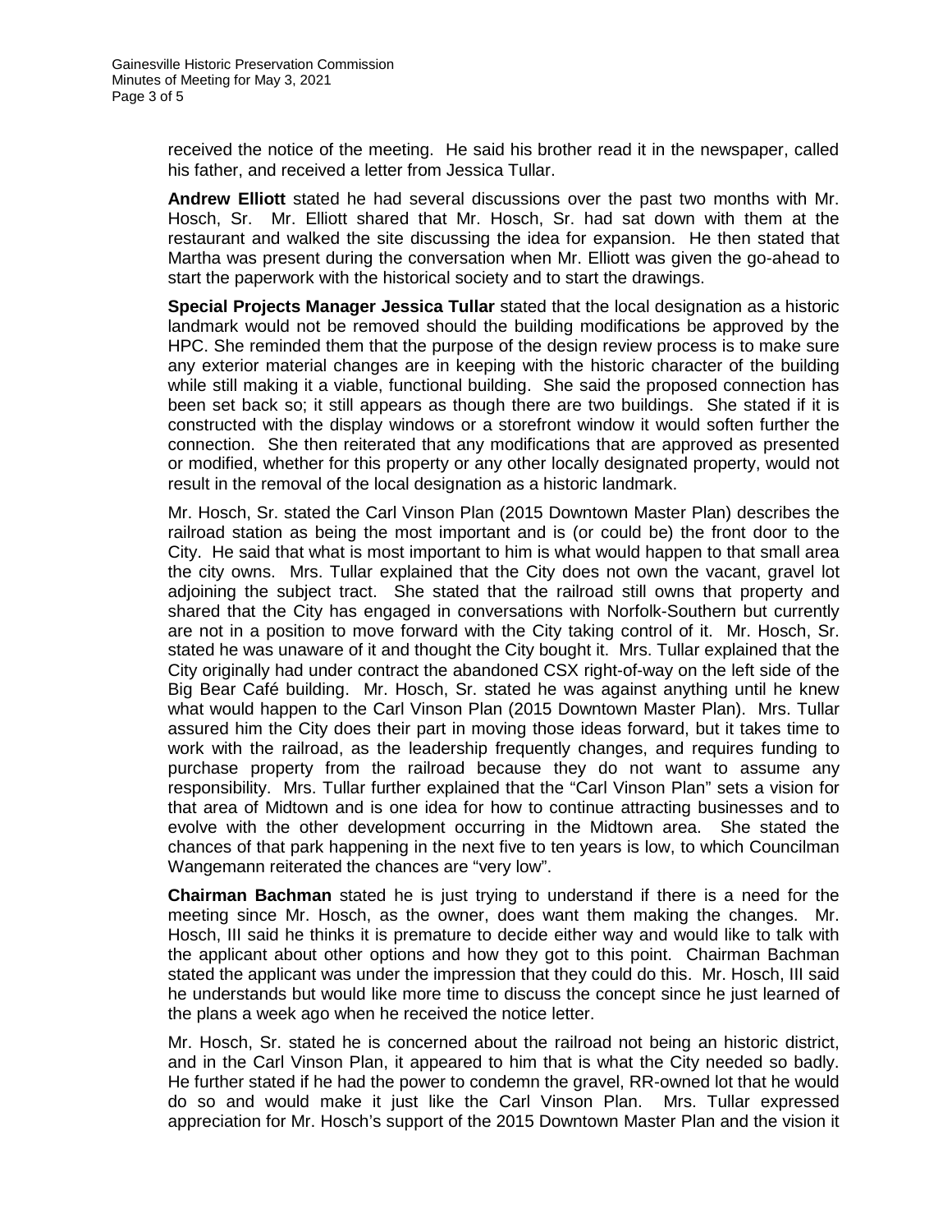received the notice of the meeting. He said his brother read it in the newspaper, called his father, and received a letter from Jessica Tullar.

**Andrew Elliott** stated he had several discussions over the past two months with Mr. Hosch, Sr. Mr. Elliott shared that Mr. Hosch, Sr. had sat down with them at the restaurant and walked the site discussing the idea for expansion. He then stated that Martha was present during the conversation when Mr. Elliott was given the go-ahead to start the paperwork with the historical society and to start the drawings.

**Special Projects Manager Jessica Tullar** stated that the local designation as a historic landmark would not be removed should the building modifications be approved by the HPC. She reminded them that the purpose of the design review process is to make sure any exterior material changes are in keeping with the historic character of the building while still making it a viable, functional building. She said the proposed connection has been set back so; it still appears as though there are two buildings. She stated if it is constructed with the display windows or a storefront window it would soften further the connection. She then reiterated that any modifications that are approved as presented or modified, whether for this property or any other locally designated property, would not result in the removal of the local designation as a historic landmark.

Mr. Hosch, Sr. stated the Carl Vinson Plan (2015 Downtown Master Plan) describes the railroad station as being the most important and is (or could be) the front door to the City. He said that what is most important to him is what would happen to that small area the city owns. Mrs. Tullar explained that the City does not own the vacant, gravel lot adjoining the subject tract. She stated that the railroad still owns that property and shared that the City has engaged in conversations with Norfolk-Southern but currently are not in a position to move forward with the City taking control of it. Mr. Hosch, Sr. stated he was unaware of it and thought the City bought it. Mrs. Tullar explained that the City originally had under contract the abandoned CSX right-of-way on the left side of the Big Bear Café building. Mr. Hosch, Sr. stated he was against anything until he knew what would happen to the Carl Vinson Plan (2015 Downtown Master Plan). Mrs. Tullar assured him the City does their part in moving those ideas forward, but it takes time to work with the railroad, as the leadership frequently changes, and requires funding to purchase property from the railroad because they do not want to assume any responsibility. Mrs. Tullar further explained that the "Carl Vinson Plan" sets a vision for that area of Midtown and is one idea for how to continue attracting businesses and to evolve with the other development occurring in the Midtown area. She stated the chances of that park happening in the next five to ten years is low, to which Councilman Wangemann reiterated the chances are "very low".

**Chairman Bachman** stated he is just trying to understand if there is a need for the meeting since Mr. Hosch, as the owner, does want them making the changes. Mr. Hosch, III said he thinks it is premature to decide either way and would like to talk with the applicant about other options and how they got to this point. Chairman Bachman stated the applicant was under the impression that they could do this. Mr. Hosch, III said he understands but would like more time to discuss the concept since he just learned of the plans a week ago when he received the notice letter.

Mr. Hosch, Sr. stated he is concerned about the railroad not being an historic district, and in the Carl Vinson Plan, it appeared to him that is what the City needed so badly. He further stated if he had the power to condemn the gravel, RR-owned lot that he would do so and would make it just like the Carl Vinson Plan. Mrs. Tullar expressed appreciation for Mr. Hosch's support of the 2015 Downtown Master Plan and the vision it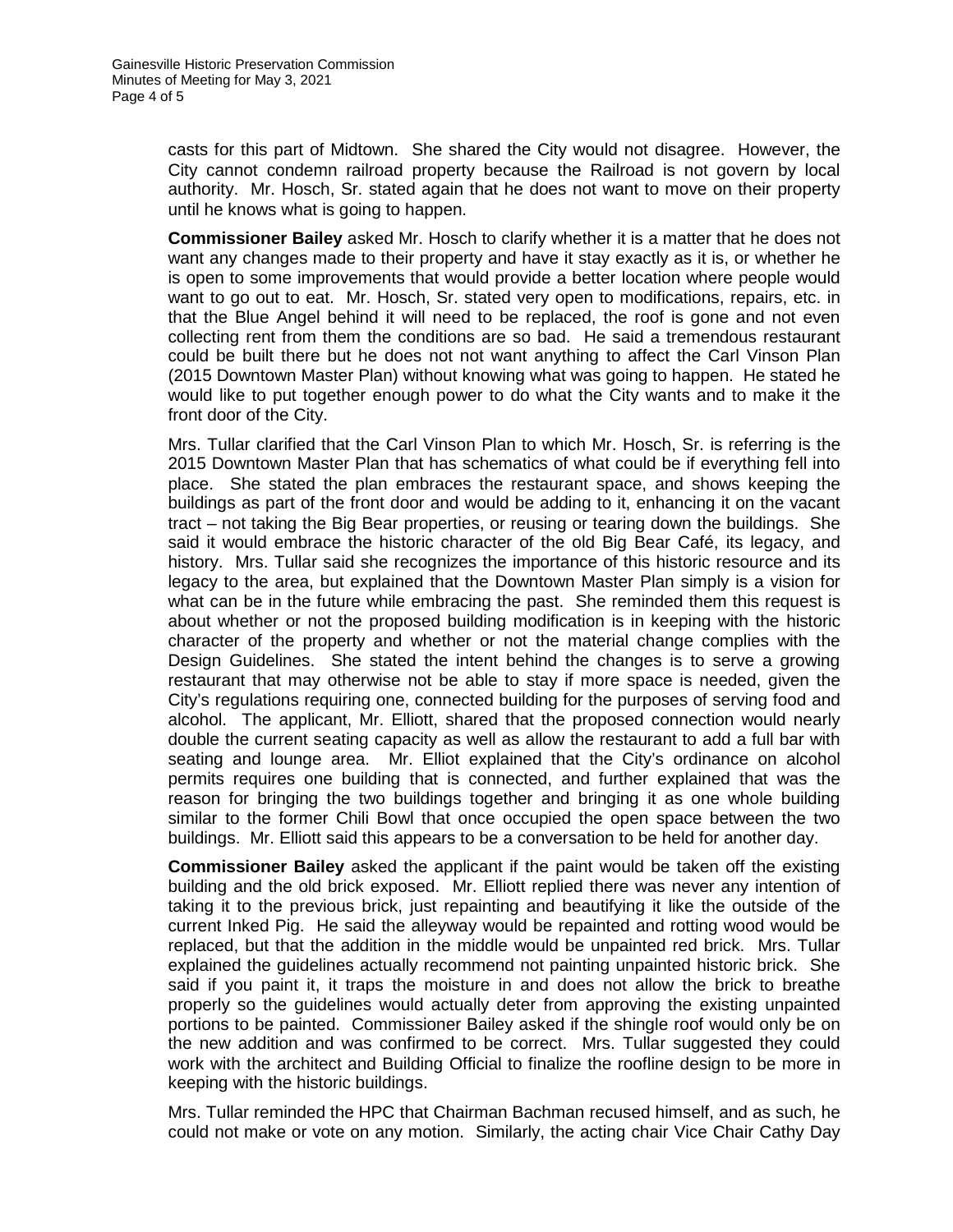casts for this part of Midtown. She shared the City would not disagree. However, the City cannot condemn railroad property because the Railroad is not govern by local authority. Mr. Hosch, Sr. stated again that he does not want to move on their property until he knows what is going to happen.

**Commissioner Bailey** asked Mr. Hosch to clarify whether it is a matter that he does not want any changes made to their property and have it stay exactly as it is, or whether he is open to some improvements that would provide a better location where people would want to go out to eat. Mr. Hosch, Sr. stated very open to modifications, repairs, etc. in that the Blue Angel behind it will need to be replaced, the roof is gone and not even collecting rent from them the conditions are so bad. He said a tremendous restaurant could be built there but he does not not want anything to affect the Carl Vinson Plan (2015 Downtown Master Plan) without knowing what was going to happen. He stated he would like to put together enough power to do what the City wants and to make it the front door of the City.

Mrs. Tullar clarified that the Carl Vinson Plan to which Mr. Hosch, Sr. is referring is the 2015 Downtown Master Plan that has schematics of what could be if everything fell into place. She stated the plan embraces the restaurant space, and shows keeping the buildings as part of the front door and would be adding to it, enhancing it on the vacant tract – not taking the Big Bear properties, or reusing or tearing down the buildings. She said it would embrace the historic character of the old Big Bear Café, its legacy, and history. Mrs. Tullar said she recognizes the importance of this historic resource and its legacy to the area, but explained that the Downtown Master Plan simply is a vision for what can be in the future while embracing the past. She reminded them this request is about whether or not the proposed building modification is in keeping with the historic character of the property and whether or not the material change complies with the Design Guidelines. She stated the intent behind the changes is to serve a growing restaurant that may otherwise not be able to stay if more space is needed, given the City's regulations requiring one, connected building for the purposes of serving food and alcohol. The applicant, Mr. Elliott, shared that the proposed connection would nearly double the current seating capacity as well as allow the restaurant to add a full bar with seating and lounge area. Mr. Elliot explained that the City's ordinance on alcohol permits requires one building that is connected, and further explained that was the reason for bringing the two buildings together and bringing it as one whole building similar to the former Chili Bowl that once occupied the open space between the two buildings. Mr. Elliott said this appears to be a conversation to be held for another day.

**Commissioner Bailey** asked the applicant if the paint would be taken off the existing building and the old brick exposed. Mr. Elliott replied there was never any intention of taking it to the previous brick, just repainting and beautifying it like the outside of the current Inked Pig. He said the alleyway would be repainted and rotting wood would be replaced, but that the addition in the middle would be unpainted red brick. Mrs. Tullar explained the guidelines actually recommend not painting unpainted historic brick. She said if you paint it, it traps the moisture in and does not allow the brick to breathe properly so the guidelines would actually deter from approving the existing unpainted portions to be painted. Commissioner Bailey asked if the shingle roof would only be on the new addition and was confirmed to be correct. Mrs. Tullar suggested they could work with the architect and Building Official to finalize the roofline design to be more in keeping with the historic buildings.

Mrs. Tullar reminded the HPC that Chairman Bachman recused himself, and as such, he could not make or vote on any motion. Similarly, the acting chair Vice Chair Cathy Day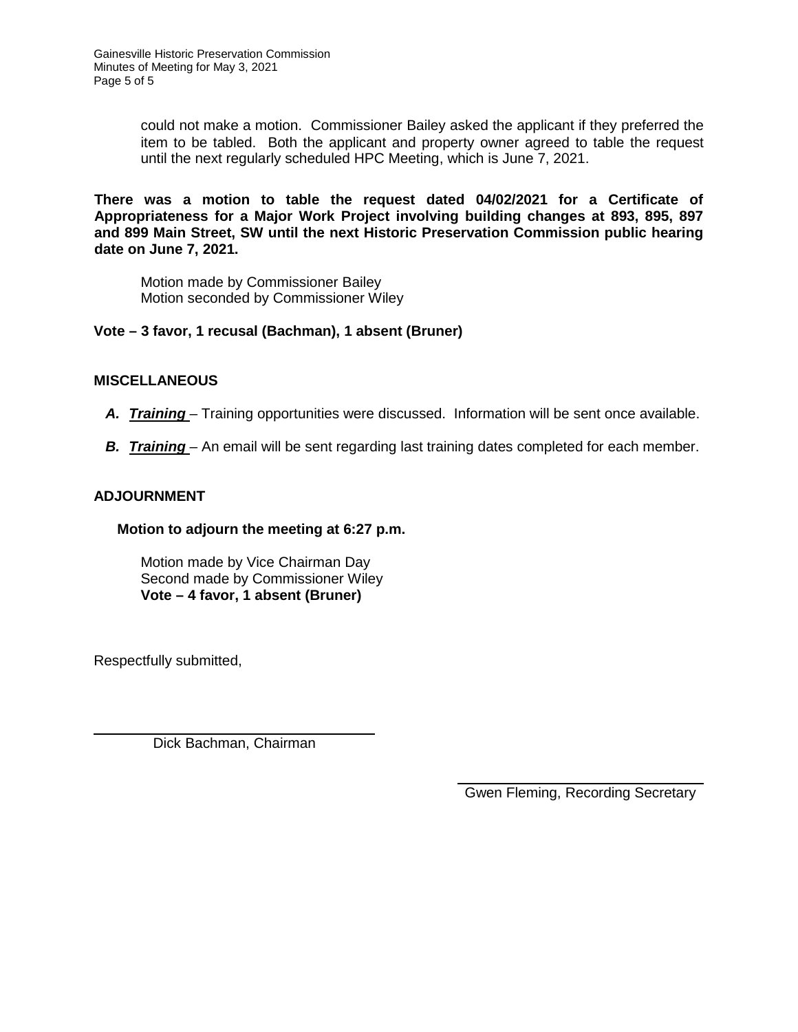could not make a motion. Commissioner Bailey asked the applicant if they preferred the item to be tabled. Both the applicant and property owner agreed to table the request until the next regularly scheduled HPC Meeting, which is June 7, 2021.

**There was a motion to table the request dated 04/02/2021 for a Certificate of Appropriateness for a Major Work Project involving building changes at 893, 895, 897 and 899 Main Street, SW until the next Historic Preservation Commission public hearing date on June 7, 2021.**

Motion made by Commissioner Bailey
Motion seconded by Commissioner Wiley

**Vote – 3 favor, 1 recusal (Bachman), 1 absent (Bruner)**

## MISCELLANEOUS

- ***A.*** ***Training*** – Training opportunities were discussed. Information will be sent once available.
- ***B.*** ***Training*** – An email will be sent regarding last training dates completed for each member.

## ADJOURNMENT

**Motion to adjourn the meeting at 6:27 p.m.**

Motion made by Vice Chairman Day
Second made by Commissioner Wiley
**Vote – 4 favor, 1 absent (Bruner)**

Respectfully submitted,

Dick Bachman, Chairman

Gwen Fleming, Recording Secretary